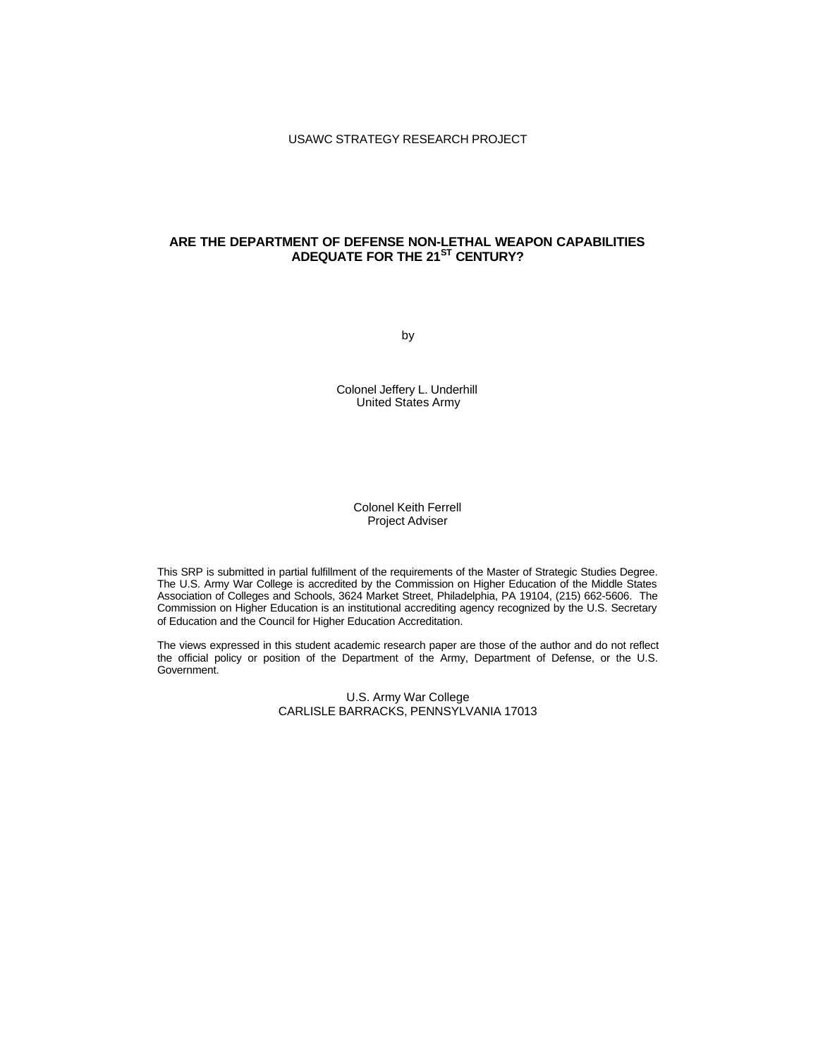USAWC STRATEGY RESEARCH PROJECT

# ARE THE DEPARTMENT OF DEFENSE NON-LETHAL WEAPON CAPABILITIES ADEQUATE FOR THE 21$^{ST}$ CENTURY?

by

Colonel Jeffery L. Underhill
United States Army

Colonel Keith Ferrell
Project Adviser

This SRP is submitted in partial fulfillment of the requirements of the Master of Strategic Studies Degree. The U.S. Army War College is accredited by the Commission on Higher Education of the Middle States Association of Colleges and Schools, 3624 Market Street, Philadelphia, PA 19104, (215) 662-5606. The Commission on Higher Education is an institutional accrediting agency recognized by the U.S. Secretary of Education and the Council for Higher Education Accreditation.

The views expressed in this student academic research paper are those of the author and do not reflect the official policy or position of the Department of the Army, Department of Defense, or the U.S. Government.

U.S. Army War College
CARLISLE BARRACKS, PENNSYLVANIA 17013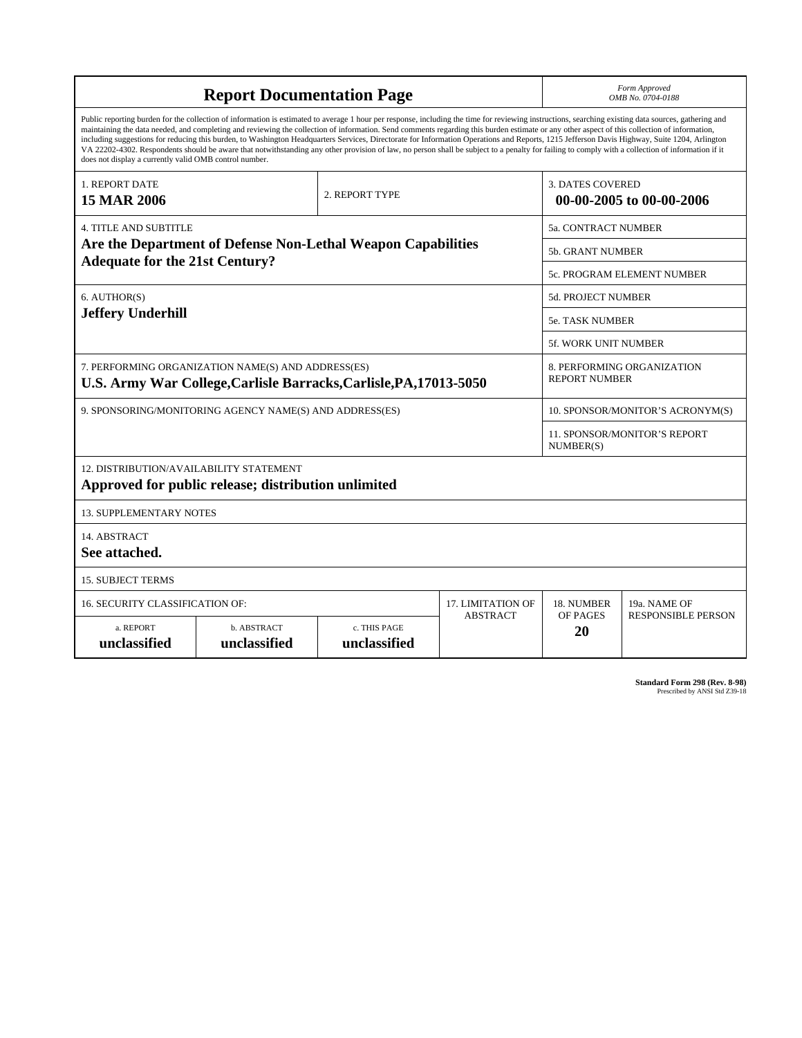# Report Documentation Page

*Form Approved*
*OMB No. 0704-0188*

Public reporting burden for the collection of information is estimated to average 1 hour per response, including the time for reviewing instructions, searching existing data sources, gathering and maintaining the data needed, and completing and reviewing the collection of information. Send comments regarding this burden estimate or any other aspect of this collection of information, including suggestions for reducing this burden, to Washington Headquarters Services, Directorate for Information Operations and Reports, 1215 Jefferson Davis Highway, Suite 1204, Arlington VA 22202-4302. Respondents should be aware that notwithstanding any other provision of law, no person shall be subject to a penalty for failing to comply with a collection of information if it does not display a currently valid OMB control number.

| 1. REPORT DATE | 2. REPORT TYPE | 3. DATES COVERED |
|---|---|---|
| **15 MAR 2006** | | **00-00-2005 to 00-00-2006** |

| 4. TITLE AND SUBTITLE | |
|---|---|
| **Are the Department of Defense Non-Lethal Weapon Capabilities Adequate for the 21st Century?** | 5a. CONTRACT NUMBER |
| | 5b. GRANT NUMBER |
| | 5c. PROGRAM ELEMENT NUMBER |
| 6. AUTHOR(S) | 5d. PROJECT NUMBER |
| **Jeffery Underhill** | 5e. TASK NUMBER |
| | 5f. WORK UNIT NUMBER |
| 7. PERFORMING ORGANIZATION NAME(S) AND ADDRESS(ES) **U.S. Army War College,Carlisle Barracks,Carlisle,PA,17013-5050** | 8. PERFORMING ORGANIZATION REPORT NUMBER |
| 9. SPONSORING/MONITORING AGENCY NAME(S) AND ADDRESS(ES) | 10. SPONSOR/MONITOR'S ACRONYM(S) |
| | 11. SPONSOR/MONITOR'S REPORT NUMBER(S) |

12. DISTRIBUTION/AVAILABILITY STATEMENT
**Approved for public release; distribution unlimited**

13. SUPPLEMENTARY NOTES

14. ABSTRACT
**See attached.**

15. SUBJECT TERMS

| 16. SECURITY CLASSIFICATION OF: | | | 17. LIMITATION OF ABSTRACT | 18. NUMBER OF PAGES | 19a. NAME OF RESPONSIBLE PERSON |
|---|---|---|---|---|---|
| a. REPORT | b. ABSTRACT | c. THIS PAGE | | | |
| **unclassified** | **unclassified** | **unclassified** | | **20** | |

**Standard Form 298 (Rev. 8-98)**
Prescribed by ANSI Std Z39-18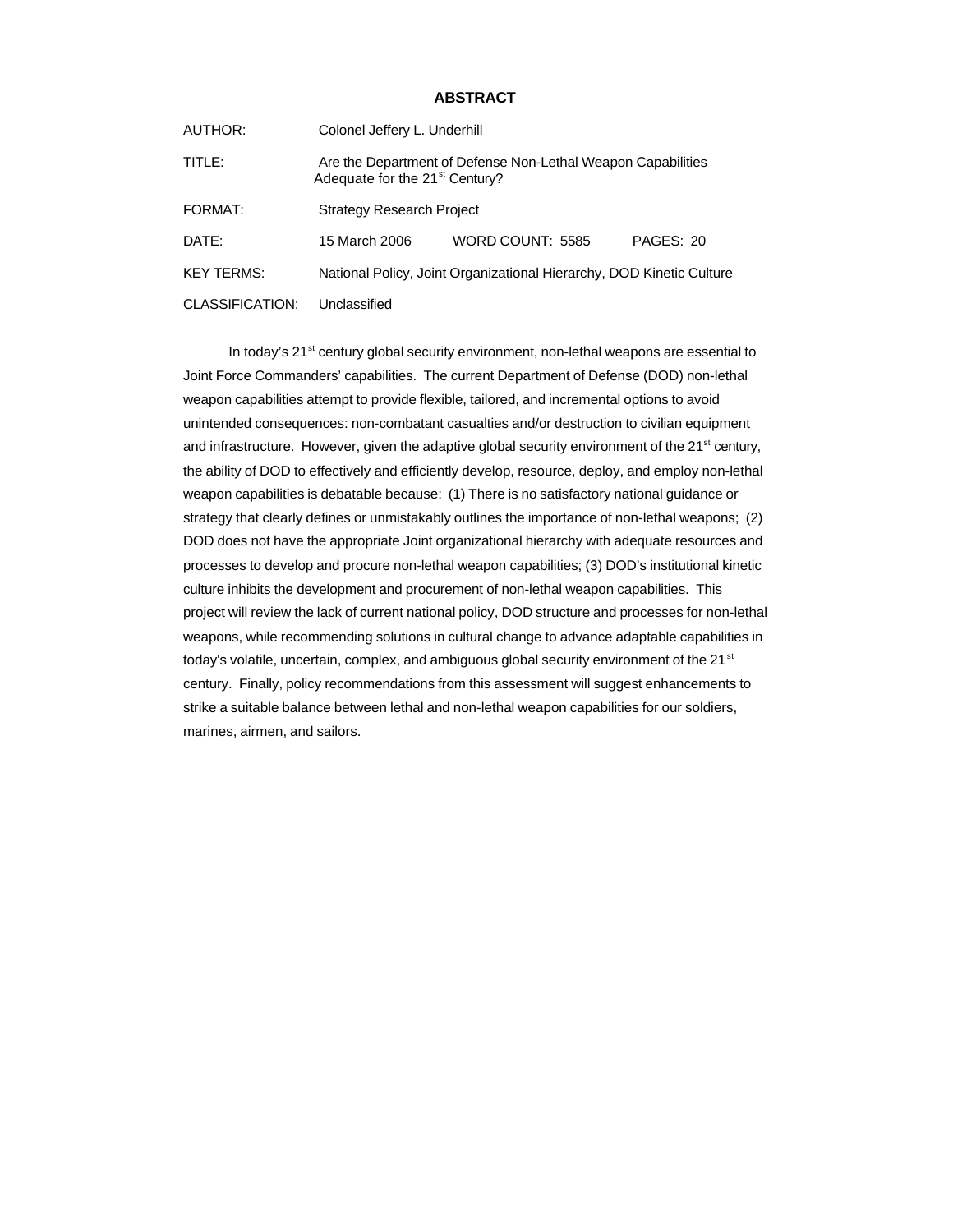# ABSTRACT

AUTHOR: Colonel Jeffery L. Underhill

TITLE: Are the Department of Defense Non-Lethal Weapon Capabilities Adequate for the 21st Century?

FORMAT: Strategy Research Project

DATE: 15 March 2006 WORD COUNT: 5585 PAGES: 20

KEY TERMS: National Policy, Joint Organizational Hierarchy, DOD Kinetic Culture

CLASSIFICATION: Unclassified

In today's 21st century global security environment, non-lethal weapons are essential to Joint Force Commanders' capabilities. The current Department of Defense (DOD) non-lethal weapon capabilities attempt to provide flexible, tailored, and incremental options to avoid unintended consequences: non-combatant casualties and/or destruction to civilian equipment and infrastructure. However, given the adaptive global security environment of the 21st century, the ability of DOD to effectively and efficiently develop, resource, deploy, and employ non-lethal weapon capabilities is debatable because: (1) There is no satisfactory national guidance or strategy that clearly defines or unmistakably outlines the importance of non-lethal weapons; (2) DOD does not have the appropriate Joint organizational hierarchy with adequate resources and processes to develop and procure non-lethal weapon capabilities; (3) DOD's institutional kinetic culture inhibits the development and procurement of non-lethal weapon capabilities. This project will review the lack of current national policy, DOD structure and processes for non-lethal weapons, while recommending solutions in cultural change to advance adaptable capabilities in today's volatile, uncertain, complex, and ambiguous global security environment of the 21st century. Finally, policy recommendations from this assessment will suggest enhancements to strike a suitable balance between lethal and non-lethal weapon capabilities for our soldiers, marines, airmen, and sailors.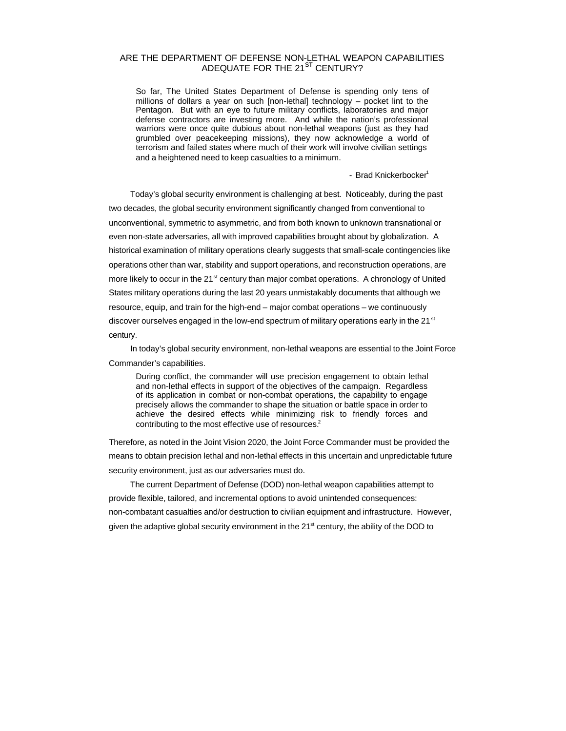# ARE THE DEPARTMENT OF DEFENSE NON-LETHAL WEAPON CAPABILITIES ADEQUATE FOR THE 21ST CENTURY?

> So far, The United States Department of Defense is spending only tens of millions of dollars a year on such [non-lethal] technology – pocket lint to the Pentagon. But with an eye to future military conflicts, laboratories and major defense contractors are investing more. And while the nation's professional warriors were once quite dubious about non-lethal weapons (just as they had grumbled over peacekeeping missions), they now acknowledge a world of terrorism and failed states where much of their work will involve civilian settings and a heightened need to keep casualties to a minimum.
>
> \- Brad Knickerbocker[1]

Today's global security environment is challenging at best. Noticeably, during the past two decades, the global security environment significantly changed from conventional to unconventional, symmetric to asymmetric, and from both known to unknown transnational or even non-state adversaries, all with improved capabilities brought about by globalization. A historical examination of military operations clearly suggests that small-scale contingencies like operations other than war, stability and support operations, and reconstruction operations, are more likely to occur in the 21st century than major combat operations. A chronology of United States military operations during the last 20 years unmistakably documents that although we resource, equip, and train for the high-end – major combat operations – we continuously discover ourselves engaged in the low-end spectrum of military operations early in the 21st century.

In today's global security environment, non-lethal weapons are essential to the Joint Force Commander's capabilities.

> During conflict, the commander will use precision engagement to obtain lethal and non-lethal effects in support of the objectives of the campaign. Regardless of its application in combat or non-combat operations, the capability to engage precisely allows the commander to shape the situation or battle space in order to achieve the desired effects while minimizing risk to friendly forces and contributing to the most effective use of resources.[2]

Therefore, as noted in the Joint Vision 2020, the Joint Force Commander must be provided the means to obtain precision lethal and non-lethal effects in this uncertain and unpredictable future security environment, just as our adversaries must do.

The current Department of Defense (DOD) non-lethal weapon capabilities attempt to provide flexible, tailored, and incremental options to avoid unintended consequences: non-combatant casualties and/or destruction to civilian equipment and infrastructure. However, given the adaptive global security environment in the 21st century, the ability of the DOD to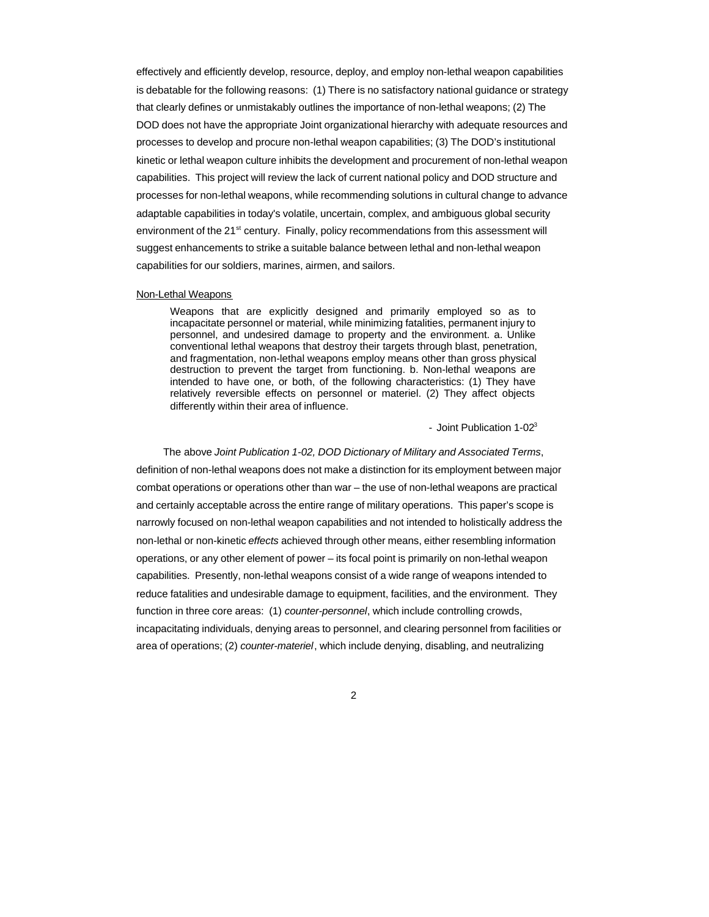effectively and efficiently develop, resource, deploy, and employ non-lethal weapon capabilities is debatable for the following reasons: (1) There is no satisfactory national guidance or strategy that clearly defines or unmistakably outlines the importance of non-lethal weapons; (2) The DOD does not have the appropriate Joint organizational hierarchy with adequate resources and processes to develop and procure non-lethal weapon capabilities; (3) The DOD's institutional kinetic or lethal weapon culture inhibits the development and procurement of non-lethal weapon capabilities. This project will review the lack of current national policy and DOD structure and processes for non-lethal weapons, while recommending solutions in cultural change to advance adaptable capabilities in today's volatile, uncertain, complex, and ambiguous global security environment of the 21st century. Finally, policy recommendations from this assessment will suggest enhancements to strike a suitable balance between lethal and non-lethal weapon capabilities for our soldiers, marines, airmen, and sailors.

Non-Lethal Weapons

> Weapons that are explicitly designed and primarily employed so as to incapacitate personnel or material, while minimizing fatalities, permanent injury to personnel, and undesired damage to property and the environment. a. Unlike conventional lethal weapons that destroy their targets through blast, penetration, and fragmentation, non-lethal weapons employ means other than gross physical destruction to prevent the target from functioning. b. Non-lethal weapons are intended to have one, or both, of the following characteristics: (1) They have relatively reversible effects on personnel or materiel. (2) They affect objects differently within their area of influence.
>
> - Joint Publication 1-02[3]

The above *Joint Publication 1-02, DOD Dictionary of Military and Associated Terms*, definition of non-lethal weapons does not make a distinction for its employment between major combat operations or operations other than war – the use of non-lethal weapons are practical and certainly acceptable across the entire range of military operations. This paper's scope is narrowly focused on non-lethal weapon capabilities and not intended to holistically address the non-lethal or non-kinetic *effects* achieved through other means, either resembling information operations, or any other element of power – its focal point is primarily on non-lethal weapon capabilities. Presently, non-lethal weapons consist of a wide range of weapons intended to reduce fatalities and undesirable damage to equipment, facilities, and the environment. They function in three core areas: (1) *counter-personnel*, which include controlling crowds, incapacitating individuals, denying areas to personnel, and clearing personnel from facilities or area of operations; (2) *counter-materiel*, which include denying, disabling, and neutralizing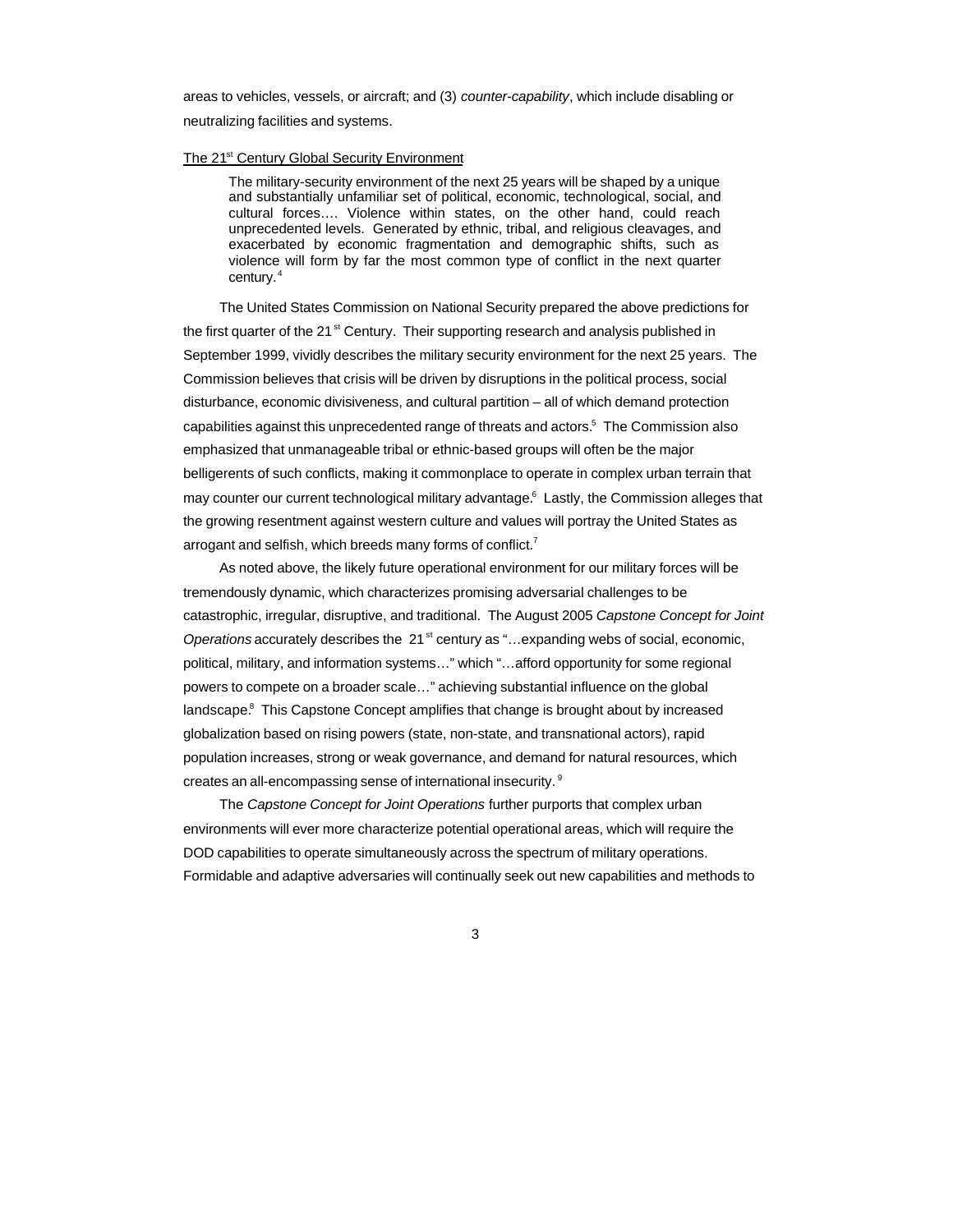areas to vehicles, vessels, or aircraft; and (3) *counter-capability*, which include disabling or neutralizing facilities and systems.

The 21st Century Global Security Environment

> The military-security environment of the next 25 years will be shaped by a unique and substantially unfamiliar set of political, economic, technological, social, and cultural forces…. Violence within states, on the other hand, could reach unprecedented levels. Generated by ethnic, tribal, and religious cleavages, and exacerbated by economic fragmentation and demographic shifts, such as violence will form by far the most common type of conflict in the next quarter century.[4]

The United States Commission on National Security prepared the above predictions for the first quarter of the 21st Century. Their supporting research and analysis published in September 1999, vividly describes the military security environment for the next 25 years. The Commission believes that crisis will be driven by disruptions in the political process, social disturbance, economic divisiveness, and cultural partition – all of which demand protection capabilities against this unprecedented range of threats and actors.[5] The Commission also emphasized that unmanageable tribal or ethnic-based groups will often be the major belligerents of such conflicts, making it commonplace to operate in complex urban terrain that may counter our current technological military advantage.[6] Lastly, the Commission alleges that the growing resentment against western culture and values will portray the United States as arrogant and selfish, which breeds many forms of conflict.[7]

As noted above, the likely future operational environment for our military forces will be tremendously dynamic, which characterizes promising adversarial challenges to be catastrophic, irregular, disruptive, and traditional. The August 2005 *Capstone Concept for Joint Operations* accurately describes the 21st century as "…expanding webs of social, economic, political, military, and information systems…" which "…afford opportunity for some regional powers to compete on a broader scale…" achieving substantial influence on the global landscape.[8] This Capstone Concept amplifies that change is brought about by increased globalization based on rising powers (state, non-state, and transnational actors), rapid population increases, strong or weak governance, and demand for natural resources, which creates an all-encompassing sense of international insecurity.[9]

The *Capstone Concept for Joint Operations* further purports that complex urban environments will ever more characterize potential operational areas, which will require the DOD capabilities to operate simultaneously across the spectrum of military operations. Formidable and adaptive adversaries will continually seek out new capabilities and methods to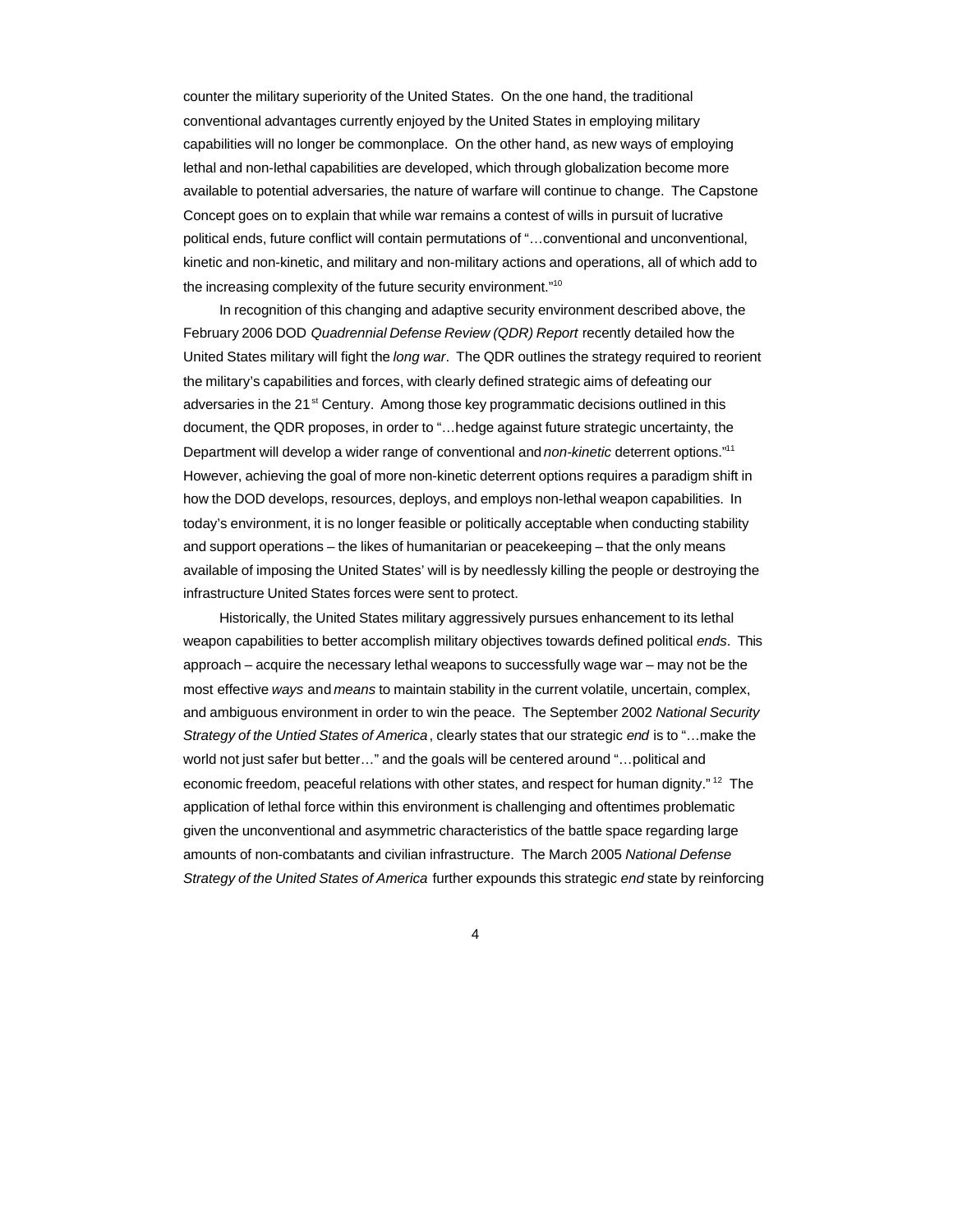counter the military superiority of the United States. On the one hand, the traditional conventional advantages currently enjoyed by the United States in employing military capabilities will no longer be commonplace. On the other hand, as new ways of employing lethal and non-lethal capabilities are developed, which through globalization become more available to potential adversaries, the nature of warfare will continue to change. The Capstone Concept goes on to explain that while war remains a contest of wills in pursuit of lucrative political ends, future conflict will contain permutations of "…conventional and unconventional, kinetic and non-kinetic, and military and non-military actions and operations, all of which add to the increasing complexity of the future security environment."[10]

In recognition of this changing and adaptive security environment described above, the February 2006 DOD *Quadrennial Defense Review (QDR) Report* recently detailed how the United States military will fight the *long war*. The QDR outlines the strategy required to reorient the military's capabilities and forces, with clearly defined strategic aims of defeating our adversaries in the 21st Century. Among those key programmatic decisions outlined in this document, the QDR proposes, in order to "…hedge against future strategic uncertainty, the Department will develop a wider range of conventional and *non-kinetic* deterrent options."[11] However, achieving the goal of more non-kinetic deterrent options requires a paradigm shift in how the DOD develops, resources, deploys, and employs non-lethal weapon capabilities. In today's environment, it is no longer feasible or politically acceptable when conducting stability and support operations – the likes of humanitarian or peacekeeping – that the only means available of imposing the United States' will is by needlessly killing the people or destroying the infrastructure United States forces were sent to protect.

Historically, the United States military aggressively pursues enhancement to its lethal weapon capabilities to better accomplish military objectives towards defined political *ends*. This approach – acquire the necessary lethal weapons to successfully wage war – may not be the most effective *ways* and *means* to maintain stability in the current volatile, uncertain, complex, and ambiguous environment in order to win the peace. The September 2002 *National Security Strategy of the Untied States of America*, clearly states that our strategic *end* is to "…make the world not just safer but better…" and the goals will be centered around "…political and economic freedom, peaceful relations with other states, and respect for human dignity."[12] The application of lethal force within this environment is challenging and oftentimes problematic given the unconventional and asymmetric characteristics of the battle space regarding large amounts of non-combatants and civilian infrastructure. The March 2005 *National Defense Strategy of the United States of America* further expounds this strategic *end* state by reinforcing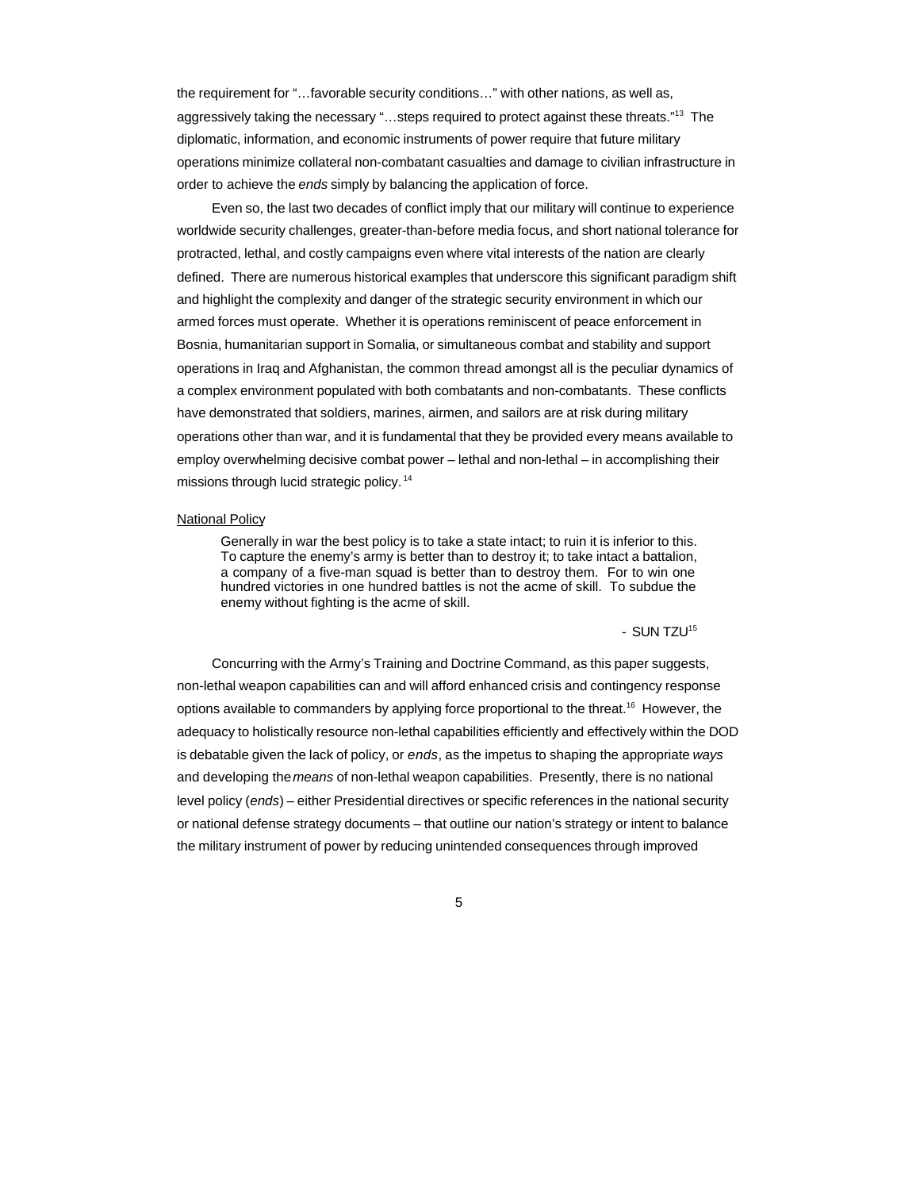the requirement for "…favorable security conditions…" with other nations, as well as, aggressively taking the necessary "…steps required to protect against these threats."[13] The diplomatic, information, and economic instruments of power require that future military operations minimize collateral non-combatant casualties and damage to civilian infrastructure in order to achieve the *ends* simply by balancing the application of force.

Even so, the last two decades of conflict imply that our military will continue to experience worldwide security challenges, greater-than-before media focus, and short national tolerance for protracted, lethal, and costly campaigns even where vital interests of the nation are clearly defined. There are numerous historical examples that underscore this significant paradigm shift and highlight the complexity and danger of the strategic security environment in which our armed forces must operate. Whether it is operations reminiscent of peace enforcement in Bosnia, humanitarian support in Somalia, or simultaneous combat and stability and support operations in Iraq and Afghanistan, the common thread amongst all is the peculiar dynamics of a complex environment populated with both combatants and non-combatants. These conflicts have demonstrated that soldiers, marines, airmen, and sailors are at risk during military operations other than war, and it is fundamental that they be provided every means available to employ overwhelming decisive combat power – lethal and non-lethal – in accomplishing their missions through lucid strategic policy.[14]

National Policy

> Generally in war the best policy is to take a state intact; to ruin it is inferior to this. To capture the enemy's army is better than to destroy it; to take intact a battalion, a company of a five-man squad is better than to destroy them. For to win one hundred victories in one hundred battles is not the acme of skill. To subdue the enemy without fighting is the acme of skill.
>
> - SUN TZU[15]

Concurring with the Army's Training and Doctrine Command, as this paper suggests, non-lethal weapon capabilities can and will afford enhanced crisis and contingency response options available to commanders by applying force proportional to the threat.[16] However, the adequacy to holistically resource non-lethal capabilities efficiently and effectively within the DOD is debatable given the lack of policy, or *ends*, as the impetus to shaping the appropriate *ways* and developing the *means* of non-lethal weapon capabilities. Presently, there is no national level policy (*ends*) – either Presidential directives or specific references in the national security or national defense strategy documents – that outline our nation's strategy or intent to balance the military instrument of power by reducing unintended consequences through improved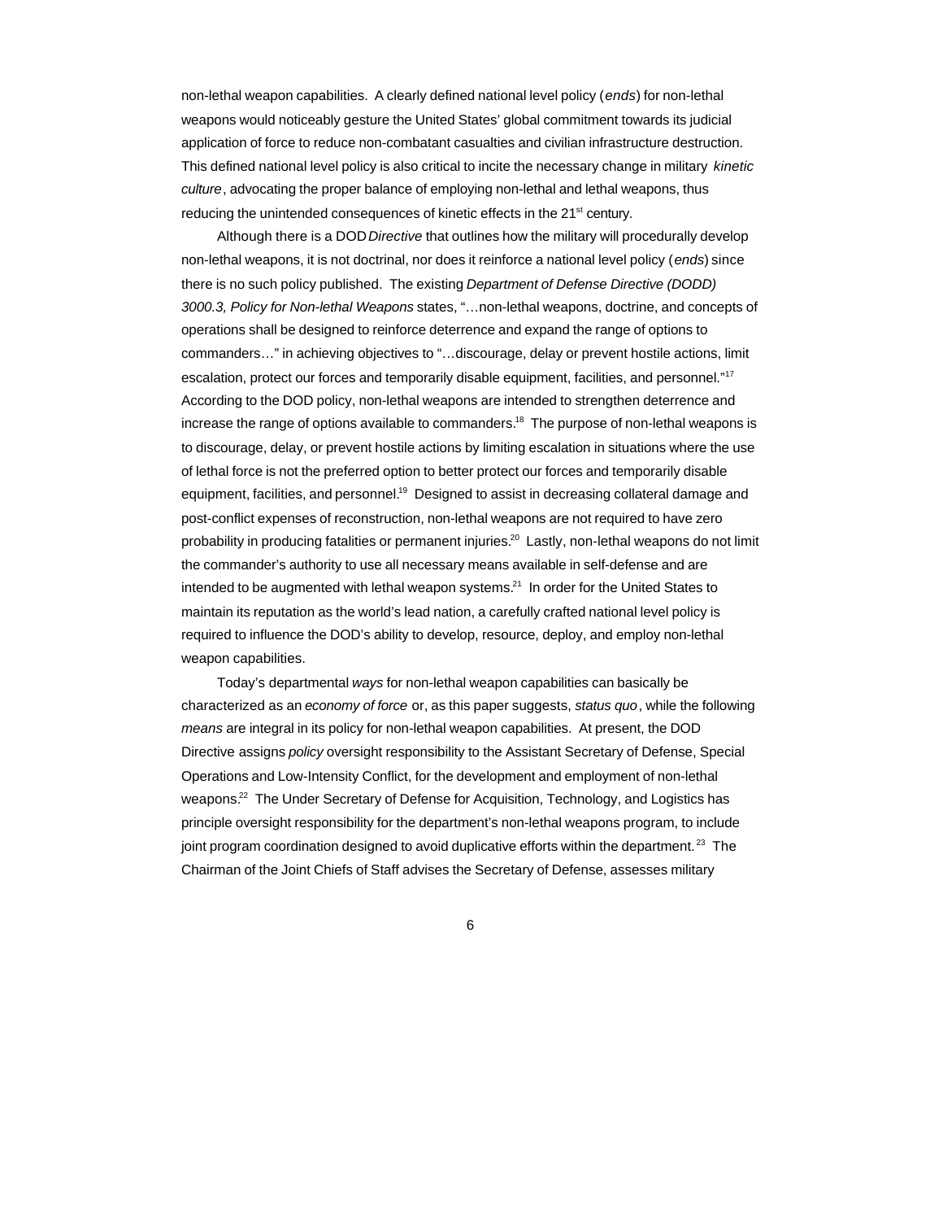non-lethal weapon capabilities. A clearly defined national level policy (*ends*) for non-lethal weapons would noticeably gesture the United States' global commitment towards its judicial application of force to reduce non-combatant casualties and civilian infrastructure destruction. This defined national level policy is also critical to incite the necessary change in military *kinetic culture*, advocating the proper balance of employing non-lethal and lethal weapons, thus reducing the unintended consequences of kinetic effects in the 21st century.

Although there is a DOD *Directive* that outlines how the military will procedurally develop non-lethal weapons, it is not doctrinal, nor does it reinforce a national level policy (*ends*) since there is no such policy published. The existing *Department of Defense Directive (DODD) 3000.3, Policy for Non-lethal Weapons* states, "…non-lethal weapons, doctrine, and concepts of operations shall be designed to reinforce deterrence and expand the range of options to commanders…" in achieving objectives to "…discourage, delay or prevent hostile actions, limit escalation, protect our forces and temporarily disable equipment, facilities, and personnel."[17] According to the DOD policy, non-lethal weapons are intended to strengthen deterrence and increase the range of options available to commanders.[18] The purpose of non-lethal weapons is to discourage, delay, or prevent hostile actions by limiting escalation in situations where the use of lethal force is not the preferred option to better protect our forces and temporarily disable equipment, facilities, and personnel.[19] Designed to assist in decreasing collateral damage and post-conflict expenses of reconstruction, non-lethal weapons are not required to have zero probability in producing fatalities or permanent injuries.[20] Lastly, non-lethal weapons do not limit the commander's authority to use all necessary means available in self-defense and are intended to be augmented with lethal weapon systems.[21] In order for the United States to maintain its reputation as the world's lead nation, a carefully crafted national level policy is required to influence the DOD's ability to develop, resource, deploy, and employ non-lethal weapon capabilities.

Today's departmental *ways* for non-lethal weapon capabilities can basically be characterized as an *economy of force* or, as this paper suggests, *status quo*, while the following *means* are integral in its policy for non-lethal weapon capabilities. At present, the DOD Directive assigns *policy* oversight responsibility to the Assistant Secretary of Defense, Special Operations and Low-Intensity Conflict, for the development and employment of non-lethal weapons.[22] The Under Secretary of Defense for Acquisition, Technology, and Logistics has principle oversight responsibility for the department's non-lethal weapons program, to include joint program coordination designed to avoid duplicative efforts within the department.[23] The Chairman of the Joint Chiefs of Staff advises the Secretary of Defense, assesses military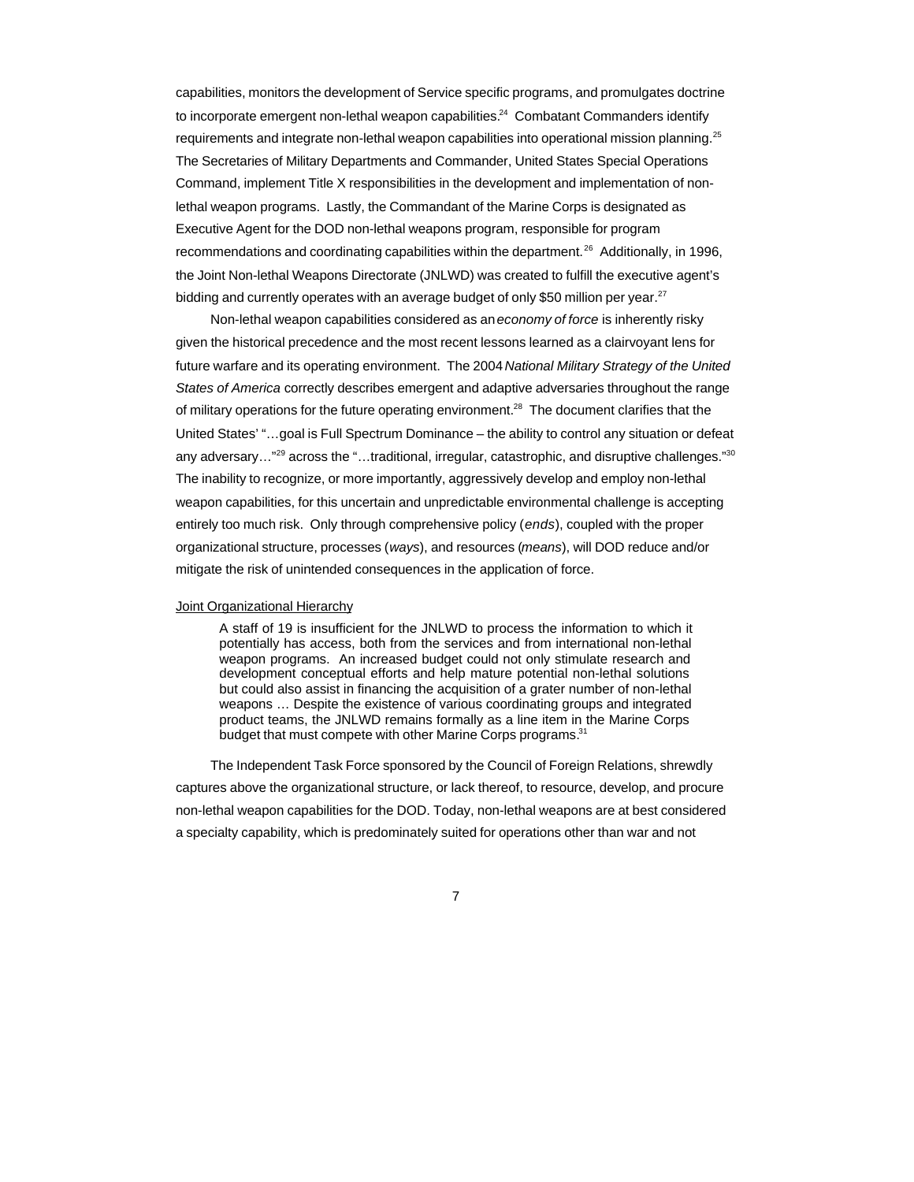capabilities, monitors the development of Service specific programs, and promulgates doctrine to incorporate emergent non-lethal weapon capabilities.[24] Combatant Commanders identify requirements and integrate non-lethal weapon capabilities into operational mission planning.[25] The Secretaries of Military Departments and Commander, United States Special Operations Command, implement Title X responsibilities in the development and implementation of non-lethal weapon programs. Lastly, the Commandant of the Marine Corps is designated as Executive Agent for the DOD non-lethal weapons program, responsible for program recommendations and coordinating capabilities within the department.[26] Additionally, in 1996, the Joint Non-lethal Weapons Directorate (JNLWD) was created to fulfill the executive agent's bidding and currently operates with an average budget of only $50 million per year.[27]

Non-lethal weapon capabilities considered as an *economy of force* is inherently risky given the historical precedence and the most recent lessons learned as a clairvoyant lens for future warfare and its operating environment. The 2004 *National Military Strategy of the United States of America* correctly describes emergent and adaptive adversaries throughout the range of military operations for the future operating environment.[28] The document clarifies that the United States' "…goal is Full Spectrum Dominance – the ability to control any situation or defeat any adversary…"[29] across the "…traditional, irregular, catastrophic, and disruptive challenges."[30] The inability to recognize, or more importantly, aggressively develop and employ non-lethal weapon capabilities, for this uncertain and unpredictable environmental challenge is accepting entirely too much risk. Only through comprehensive policy (*ends*), coupled with the proper organizational structure, processes (*ways*), and resources (*means*), will DOD reduce and/or mitigate the risk of unintended consequences in the application of force.

Joint Organizational Hierarchy

> A staff of 19 is insufficient for the JNLWD to process the information to which it potentially has access, both from the services and from international non-lethal weapon programs. An increased budget could not only stimulate research and development conceptual efforts and help mature potential non-lethal solutions but could also assist in financing the acquisition of a grater number of non-lethal weapons … Despite the existence of various coordinating groups and integrated product teams, the JNLWD remains formally as a line item in the Marine Corps budget that must compete with other Marine Corps programs.[31]

The Independent Task Force sponsored by the Council of Foreign Relations, shrewdly captures above the organizational structure, or lack thereof, to resource, develop, and procure non-lethal weapon capabilities for the DOD. Today, non-lethal weapons are at best considered a specialty capability, which is predominately suited for operations other than war and not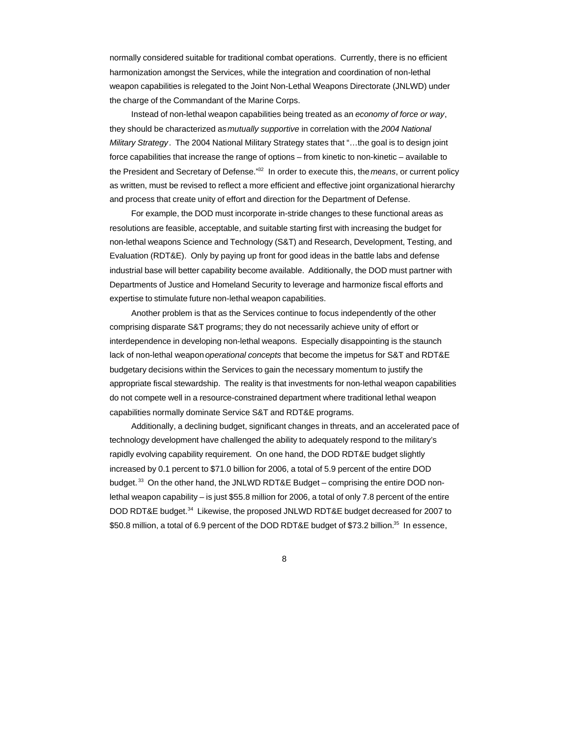normally considered suitable for traditional combat operations. Currently, there is no efficient harmonization amongst the Services, while the integration and coordination of non-lethal weapon capabilities is relegated to the Joint Non-Lethal Weapons Directorate (JNLWD) under the charge of the Commandant of the Marine Corps.

Instead of non-lethal weapon capabilities being treated as an *economy of force or way*, they should be characterized as *mutually supportive* in correlation with the *2004 National Military Strategy*. The 2004 National Military Strategy states that "…the goal is to design joint force capabilities that increase the range of options – from kinetic to non-kinetic – available to the President and Secretary of Defense."[32] In order to execute this, the *means*, or current policy as written, must be revised to reflect a more efficient and effective joint organizational hierarchy and process that create unity of effort and direction for the Department of Defense.

For example, the DOD must incorporate in-stride changes to these functional areas as resolutions are feasible, acceptable, and suitable starting first with increasing the budget for non-lethal weapons Science and Technology (S&T) and Research, Development, Testing, and Evaluation (RDT&E). Only by paying up front for good ideas in the battle labs and defense industrial base will better capability become available. Additionally, the DOD must partner with Departments of Justice and Homeland Security to leverage and harmonize fiscal efforts and expertise to stimulate future non-lethal weapon capabilities.

Another problem is that as the Services continue to focus independently of the other comprising disparate S&T programs; they do not necessarily achieve unity of effort or interdependence in developing non-lethal weapons. Especially disappointing is the staunch lack of non-lethal weapon *operational concepts* that become the impetus for S&T and RDT&E budgetary decisions within the Services to gain the necessary momentum to justify the appropriate fiscal stewardship. The reality is that investments for non-lethal weapon capabilities do not compete well in a resource-constrained department where traditional lethal weapon capabilities normally dominate Service S&T and RDT&E programs.

Additionally, a declining budget, significant changes in threats, and an accelerated pace of technology development have challenged the ability to adequately respond to the military's rapidly evolving capability requirement. On one hand, the DOD RDT&E budget slightly increased by 0.1 percent to $71.0 billion for 2006, a total of 5.9 percent of the entire DOD budget.[33] On the other hand, the JNLWD RDT&E Budget – comprising the entire DOD non-lethal weapon capability – is just $55.8 million for 2006, a total of only 7.8 percent of the entire DOD RDT&E budget.[34] Likewise, the proposed JNLWD RDT&E budget decreased for 2007 to $50.8 million, a total of 6.9 percent of the DOD RDT&E budget of $73.2 billion.[35] In essence,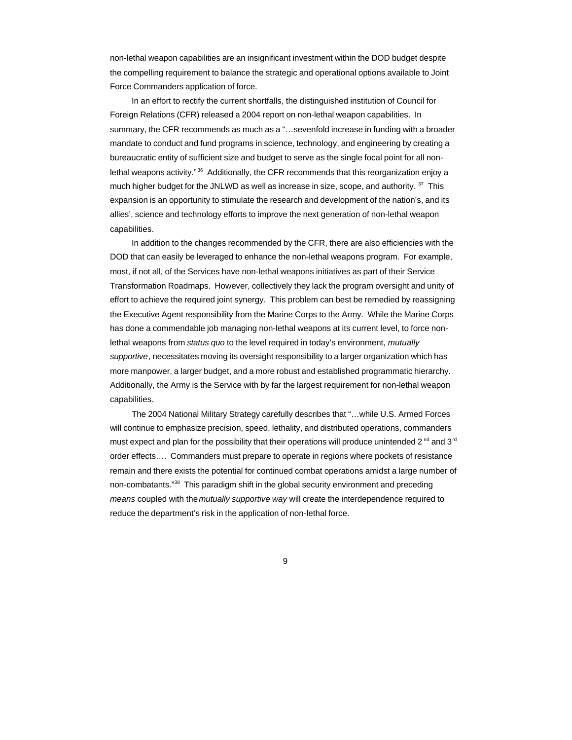non-lethal weapon capabilities are an insignificant investment within the DOD budget despite the compelling requirement to balance the strategic and operational options available to Joint Force Commanders application of force.

In an effort to rectify the current shortfalls, the distinguished institution of Council for Foreign Relations (CFR) released a 2004 report on non-lethal weapon capabilities. In summary, the CFR recommends as much as a "…sevenfold increase in funding with a broader mandate to conduct and fund programs in science, technology, and engineering by creating a bureaucratic entity of sufficient size and budget to serve as the single focal point for all non-lethal weapons activity."[36] Additionally, the CFR recommends that this reorganization enjoy a much higher budget for the JNLWD as well as increase in size, scope, and authority. [37] This expansion is an opportunity to stimulate the research and development of the nation's, and its allies', science and technology efforts to improve the next generation of non-lethal weapon capabilities.

In addition to the changes recommended by the CFR, there are also efficiencies with the DOD that can easily be leveraged to enhance the non-lethal weapons program. For example, most, if not all, of the Services have non-lethal weapons initiatives as part of their Service Transformation Roadmaps. However, collectively they lack the program oversight and unity of effort to achieve the required joint synergy. This problem can best be remedied by reassigning the Executive Agent responsibility from the Marine Corps to the Army. While the Marine Corps has done a commendable job managing non-lethal weapons at its current level, to force non-lethal weapons from *status quo* to the level required in today's environment, *mutually supportive*, necessitates moving its oversight responsibility to a larger organization which has more manpower, a larger budget, and a more robust and established programmatic hierarchy. Additionally, the Army is the Service with by far the largest requirement for non-lethal weapon capabilities.

The 2004 National Military Strategy carefully describes that "…while U.S. Armed Forces will continue to emphasize precision, speed, lethality, and distributed operations, commanders must expect and plan for the possibility that their operations will produce unintended 2nd and 3rd order effects…. Commanders must prepare to operate in regions where pockets of resistance remain and there exists the potential for continued combat operations amidst a large number of non-combatants."[38] This paradigm shift in the global security environment and preceding *means* coupled with the *mutually supportive way* will create the interdependence required to reduce the department's risk in the application of non-lethal force.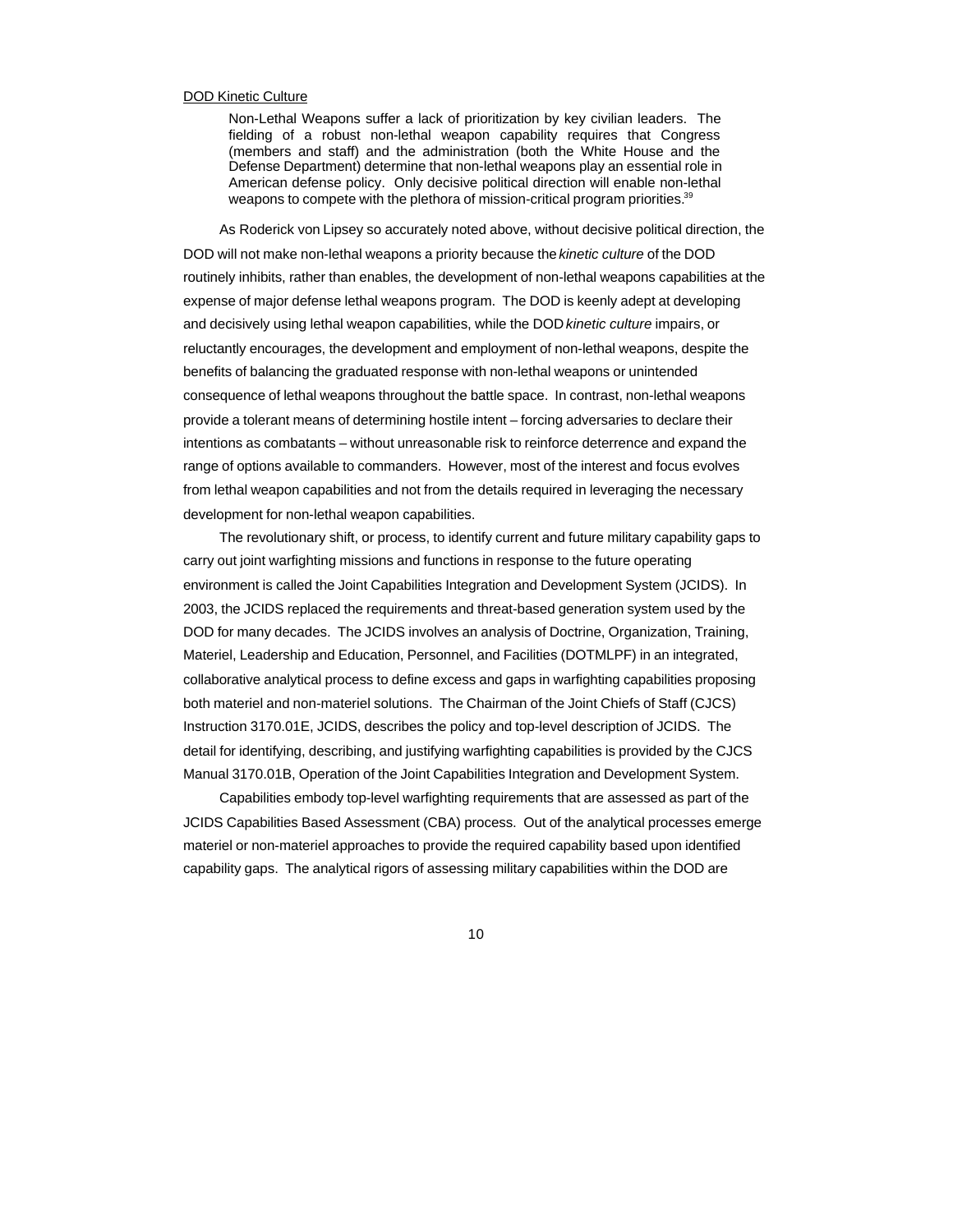<u>DOD Kinetic Culture</u>

> Non-Lethal Weapons suffer a lack of prioritization by key civilian leaders. The fielding of a robust non-lethal weapon capability requires that Congress (members and staff) and the administration (both the White House and the Defense Department) determine that non-lethal weapons play an essential role in American defense policy. Only decisive political direction will enable non-lethal weapons to compete with the plethora of mission-critical program priorities.[39]

As Roderick von Lipsey so accurately noted above, without decisive political direction, the DOD will not make non-lethal weapons a priority because the *kinetic culture* of the DOD routinely inhibits, rather than enables, the development of non-lethal weapons capabilities at the expense of major defense lethal weapons program. The DOD is keenly adept at developing and decisively using lethal weapon capabilities, while the DOD *kinetic culture* impairs, or reluctantly encourages, the development and employment of non-lethal weapons, despite the benefits of balancing the graduated response with non-lethal weapons or unintended consequence of lethal weapons throughout the battle space. In contrast, non-lethal weapons provide a tolerant means of determining hostile intent – forcing adversaries to declare their intentions as combatants – without unreasonable risk to reinforce deterrence and expand the range of options available to commanders. However, most of the interest and focus evolves from lethal weapon capabilities and not from the details required in leveraging the necessary development for non-lethal weapon capabilities.

The revolutionary shift, or process, to identify current and future military capability gaps to carry out joint warfighting missions and functions in response to the future operating environment is called the Joint Capabilities Integration and Development System (JCIDS). In 2003, the JCIDS replaced the requirements and threat-based generation system used by the DOD for many decades. The JCIDS involves an analysis of Doctrine, Organization, Training, Materiel, Leadership and Education, Personnel, and Facilities (DOTMLPF) in an integrated, collaborative analytical process to define excess and gaps in warfighting capabilities proposing both materiel and non-materiel solutions. The Chairman of the Joint Chiefs of Staff (CJCS) Instruction 3170.01E, JCIDS, describes the policy and top-level description of JCIDS. The detail for identifying, describing, and justifying warfighting capabilities is provided by the CJCS Manual 3170.01B, Operation of the Joint Capabilities Integration and Development System.

Capabilities embody top-level warfighting requirements that are assessed as part of the JCIDS Capabilities Based Assessment (CBA) process. Out of the analytical processes emerge materiel or non-materiel approaches to provide the required capability based upon identified capability gaps. The analytical rigors of assessing military capabilities within the DOD are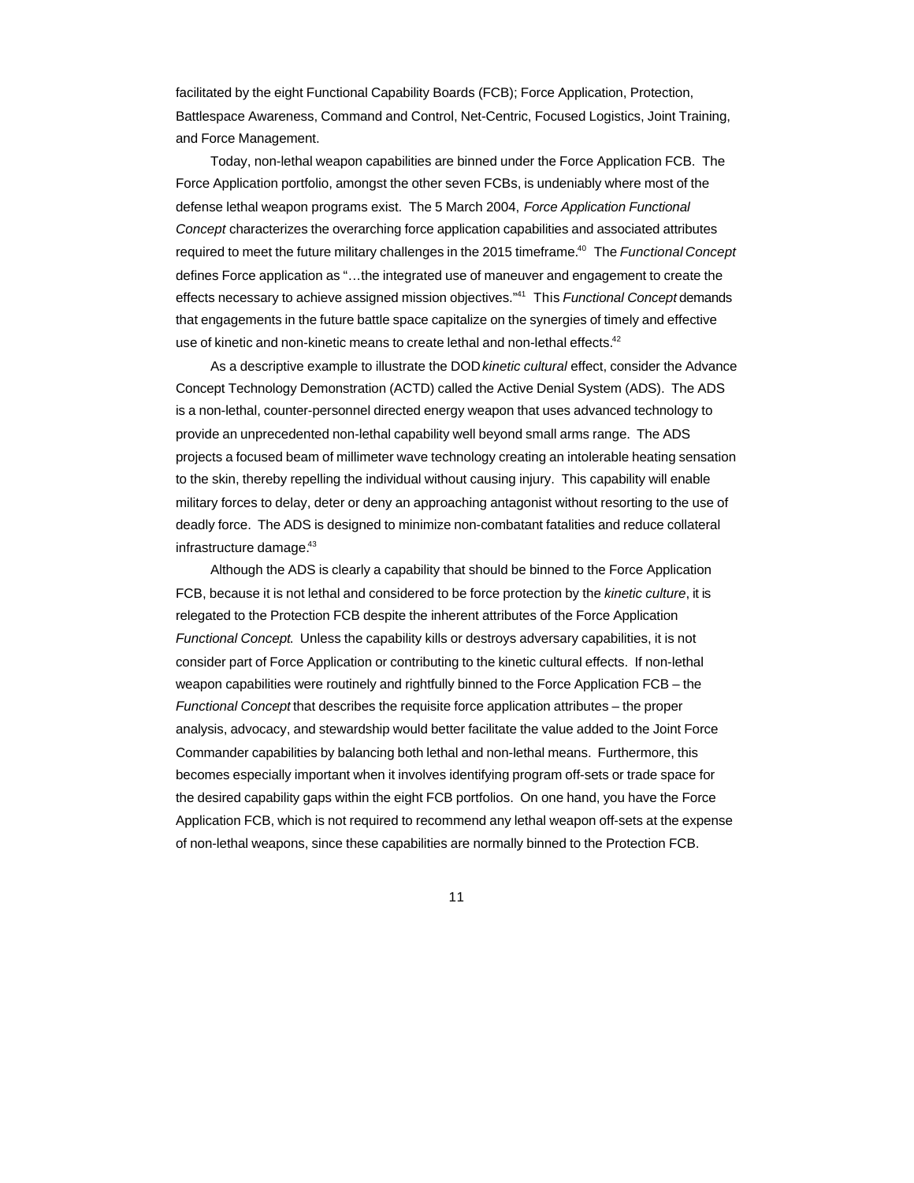facilitated by the eight Functional Capability Boards (FCB); Force Application, Protection, Battlespace Awareness, Command and Control, Net-Centric, Focused Logistics, Joint Training, and Force Management.

Today, non-lethal weapon capabilities are binned under the Force Application FCB. The Force Application portfolio, amongst the other seven FCBs, is undeniably where most of the defense lethal weapon programs exist. The 5 March 2004, *Force Application Functional Concept* characterizes the overarching force application capabilities and associated attributes required to meet the future military challenges in the 2015 timeframe.[40] The *Functional Concept* defines Force application as "…the integrated use of maneuver and engagement to create the effects necessary to achieve assigned mission objectives."[41] This *Functional Concept* demands that engagements in the future battle space capitalize on the synergies of timely and effective use of kinetic and non-kinetic means to create lethal and non-lethal effects.[42]

As a descriptive example to illustrate the DOD *kinetic cultural* effect, consider the Advance Concept Technology Demonstration (ACTD) called the Active Denial System (ADS). The ADS is a non-lethal, counter-personnel directed energy weapon that uses advanced technology to provide an unprecedented non-lethal capability well beyond small arms range. The ADS projects a focused beam of millimeter wave technology creating an intolerable heating sensation to the skin, thereby repelling the individual without causing injury. This capability will enable military forces to delay, deter or deny an approaching antagonist without resorting to the use of deadly force. The ADS is designed to minimize non-combatant fatalities and reduce collateral infrastructure damage.[43]

Although the ADS is clearly a capability that should be binned to the Force Application FCB, because it is not lethal and considered to be force protection by the *kinetic culture*, it is relegated to the Protection FCB despite the inherent attributes of the Force Application *Functional Concept*. Unless the capability kills or destroys adversary capabilities, it is not consider part of Force Application or contributing to the kinetic cultural effects. If non-lethal weapon capabilities were routinely and rightfully binned to the Force Application FCB – the *Functional Concept* that describes the requisite force application attributes – the proper analysis, advocacy, and stewardship would better facilitate the value added to the Joint Force Commander capabilities by balancing both lethal and non-lethal means. Furthermore, this becomes especially important when it involves identifying program off-sets or trade space for the desired capability gaps within the eight FCB portfolios. On one hand, you have the Force Application FCB, which is not required to recommend any lethal weapon off-sets at the expense of non-lethal weapons, since these capabilities are normally binned to the Protection FCB.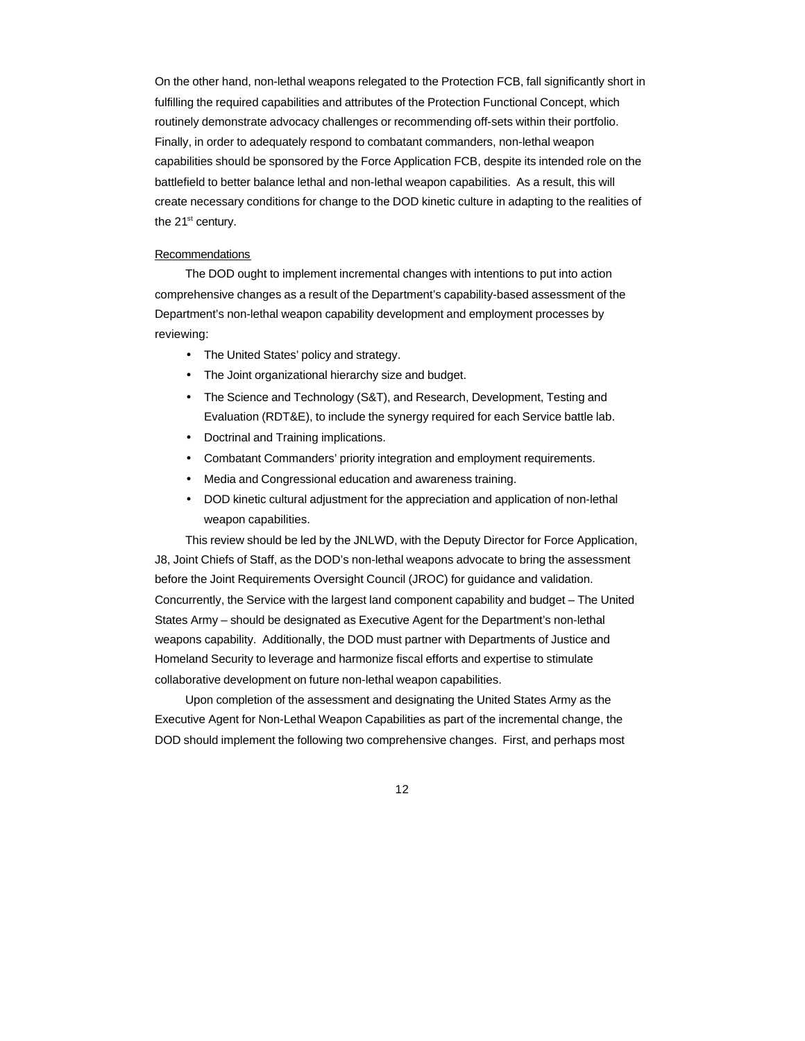On the other hand, non-lethal weapons relegated to the Protection FCB, fall significantly short in fulfilling the required capabilities and attributes of the Protection Functional Concept, which routinely demonstrate advocacy challenges or recommending off-sets within their portfolio. Finally, in order to adequately respond to combatant commanders, non-lethal weapon capabilities should be sponsored by the Force Application FCB, despite its intended role on the battlefield to better balance lethal and non-lethal weapon capabilities. As a result, this will create necessary conditions for change to the DOD kinetic culture in adapting to the realities of the 21st century.

Recommendations

The DOD ought to implement incremental changes with intentions to put into action comprehensive changes as a result of the Department's capability-based assessment of the Department's non-lethal weapon capability development and employment processes by reviewing:

- The United States' policy and strategy.
- The Joint organizational hierarchy size and budget.
- The Science and Technology (S&T), and Research, Development, Testing and Evaluation (RDT&E), to include the synergy required for each Service battle lab.
- Doctrinal and Training implications.
- Combatant Commanders' priority integration and employment requirements.
- Media and Congressional education and awareness training.
- DOD kinetic cultural adjustment for the appreciation and application of non-lethal weapon capabilities.

This review should be led by the JNLWD, with the Deputy Director for Force Application, J8, Joint Chiefs of Staff, as the DOD's non-lethal weapons advocate to bring the assessment before the Joint Requirements Oversight Council (JROC) for guidance and validation. Concurrently, the Service with the largest land component capability and budget – The United States Army – should be designated as Executive Agent for the Department's non-lethal weapons capability. Additionally, the DOD must partner with Departments of Justice and Homeland Security to leverage and harmonize fiscal efforts and expertise to stimulate collaborative development on future non-lethal weapon capabilities.

Upon completion of the assessment and designating the United States Army as the Executive Agent for Non-Lethal Weapon Capabilities as part of the incremental change, the DOD should implement the following two comprehensive changes. First, and perhaps most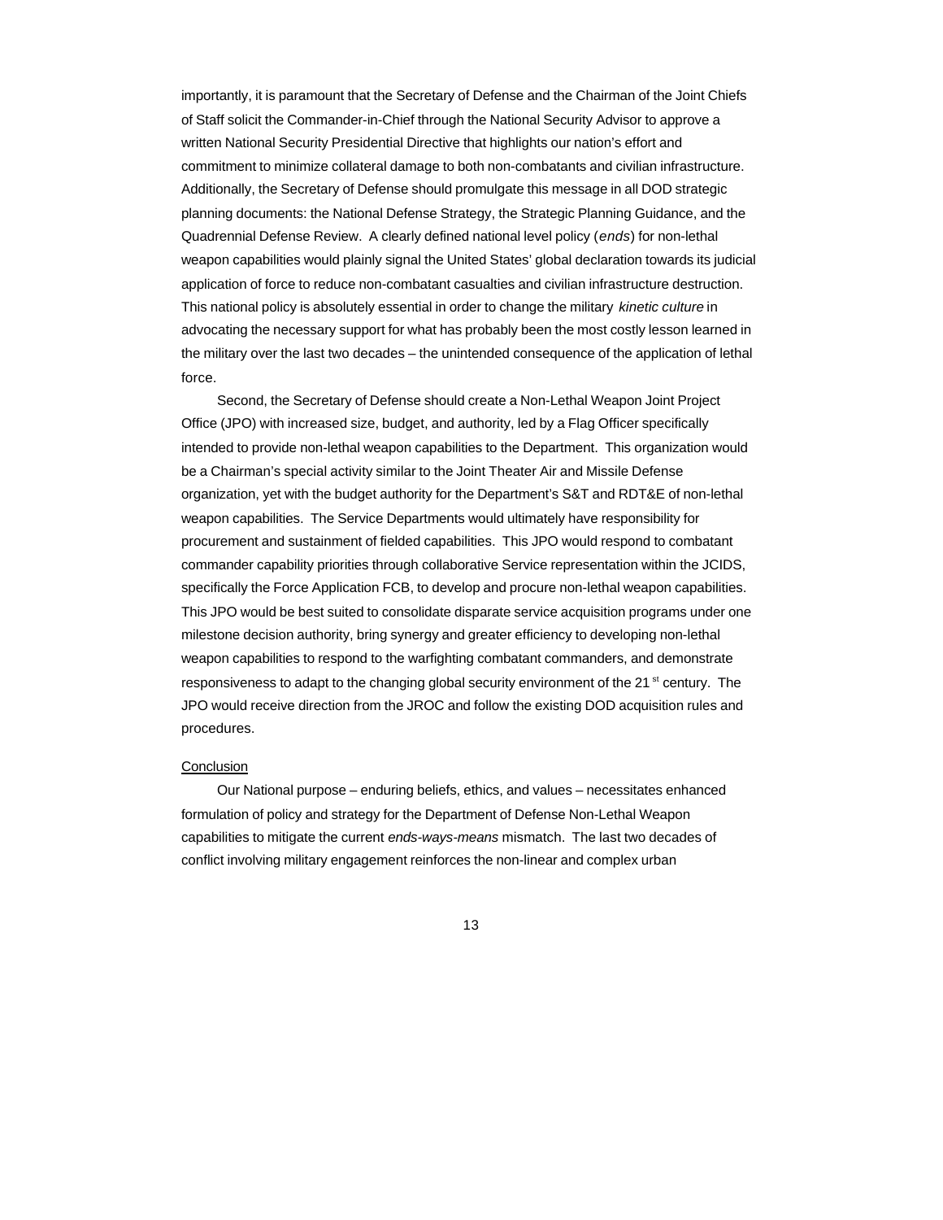importantly, it is paramount that the Secretary of Defense and the Chairman of the Joint Chiefs of Staff solicit the Commander-in-Chief through the National Security Advisor to approve a written National Security Presidential Directive that highlights our nation's effort and commitment to minimize collateral damage to both non-combatants and civilian infrastructure. Additionally, the Secretary of Defense should promulgate this message in all DOD strategic planning documents: the National Defense Strategy, the Strategic Planning Guidance, and the Quadrennial Defense Review. A clearly defined national level policy (*ends*) for non-lethal weapon capabilities would plainly signal the United States' global declaration towards its judicial application of force to reduce non-combatant casualties and civilian infrastructure destruction. This national policy is absolutely essential in order to change the military *kinetic culture* in advocating the necessary support for what has probably been the most costly lesson learned in the military over the last two decades – the unintended consequence of the application of lethal force.

Second, the Secretary of Defense should create a Non-Lethal Weapon Joint Project Office (JPO) with increased size, budget, and authority, led by a Flag Officer specifically intended to provide non-lethal weapon capabilities to the Department. This organization would be a Chairman's special activity similar to the Joint Theater Air and Missile Defense organization, yet with the budget authority for the Department's S&T and RDT&E of non-lethal weapon capabilities. The Service Departments would ultimately have responsibility for procurement and sustainment of fielded capabilities. This JPO would respond to combatant commander capability priorities through collaborative Service representation within the JCIDS, specifically the Force Application FCB, to develop and procure non-lethal weapon capabilities. This JPO would be best suited to consolidate disparate service acquisition programs under one milestone decision authority, bring synergy and greater efficiency to developing non-lethal weapon capabilities to respond to the warfighting combatant commanders, and demonstrate responsiveness to adapt to the changing global security environment of the 21st century. The JPO would receive direction from the JROC and follow the existing DOD acquisition rules and procedures.

<u>Conclusion</u>

Our National purpose – enduring beliefs, ethics, and values – necessitates enhanced formulation of policy and strategy for the Department of Defense Non-Lethal Weapon capabilities to mitigate the current *ends-ways-means* mismatch. The last two decades of conflict involving military engagement reinforces the non-linear and complex urban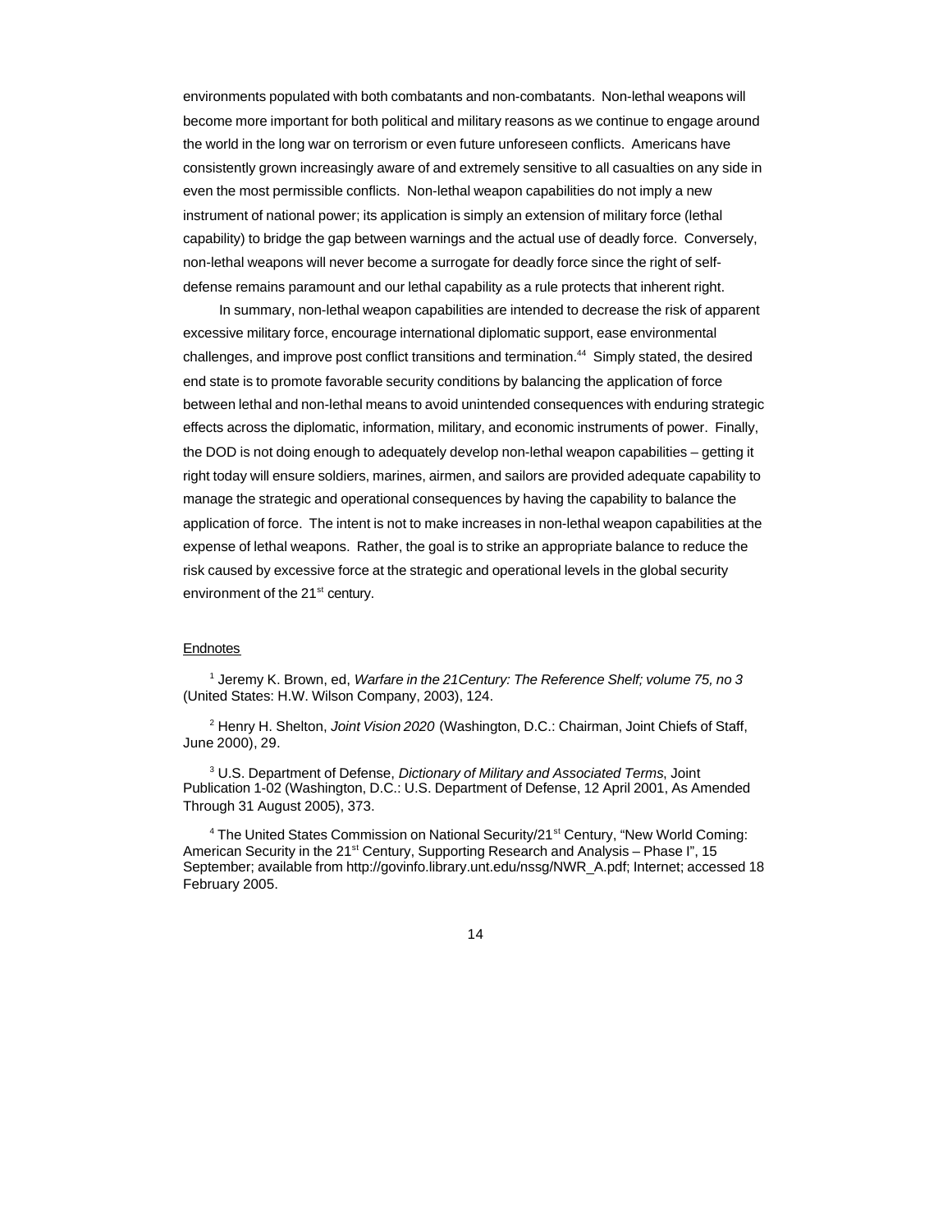environments populated with both combatants and non-combatants. Non-lethal weapons will become more important for both political and military reasons as we continue to engage around the world in the long war on terrorism or even future unforeseen conflicts. Americans have consistently grown increasingly aware of and extremely sensitive to all casualties on any side in even the most permissible conflicts. Non-lethal weapon capabilities do not imply a new instrument of national power; its application is simply an extension of military force (lethal capability) to bridge the gap between warnings and the actual use of deadly force. Conversely, non-lethal weapons will never become a surrogate for deadly force since the right of self-defense remains paramount and our lethal capability as a rule protects that inherent right.

In summary, non-lethal weapon capabilities are intended to decrease the risk of apparent excessive military force, encourage international diplomatic support, ease environmental challenges, and improve post conflict transitions and termination.[44] Simply stated, the desired end state is to promote favorable security conditions by balancing the application of force between lethal and non-lethal means to avoid unintended consequences with enduring strategic effects across the diplomatic, information, military, and economic instruments of power. Finally, the DOD is not doing enough to adequately develop non-lethal weapon capabilities – getting it right today will ensure soldiers, marines, airmen, and sailors are provided adequate capability to manage the strategic and operational consequences by having the capability to balance the application of force. The intent is not to make increases in non-lethal weapon capabilities at the expense of lethal weapons. Rather, the goal is to strike an appropriate balance to reduce the risk caused by excessive force at the strategic and operational levels in the global security environment of the 21st century.

Endnotes

[1] Jeremy K. Brown, ed, *Warfare in the 21Century: The Reference Shelf; volume 75, no 3* (United States: H.W. Wilson Company, 2003), 124.

[2] Henry H. Shelton, *Joint Vision 2020* (Washington, D.C.: Chairman, Joint Chiefs of Staff, June 2000), 29.

[3] U.S. Department of Defense, *Dictionary of Military and Associated Terms*, Joint Publication 1-02 (Washington, D.C.: U.S. Department of Defense, 12 April 2001, As Amended Through 31 August 2005), 373.

[4] The United States Commission on National Security/21st Century, "New World Coming: American Security in the 21st Century, Supporting Research and Analysis – Phase I", 15 September; available from http://govinfo.library.unt.edu/nssg/NWR_A.pdf; Internet; accessed 18 February 2005.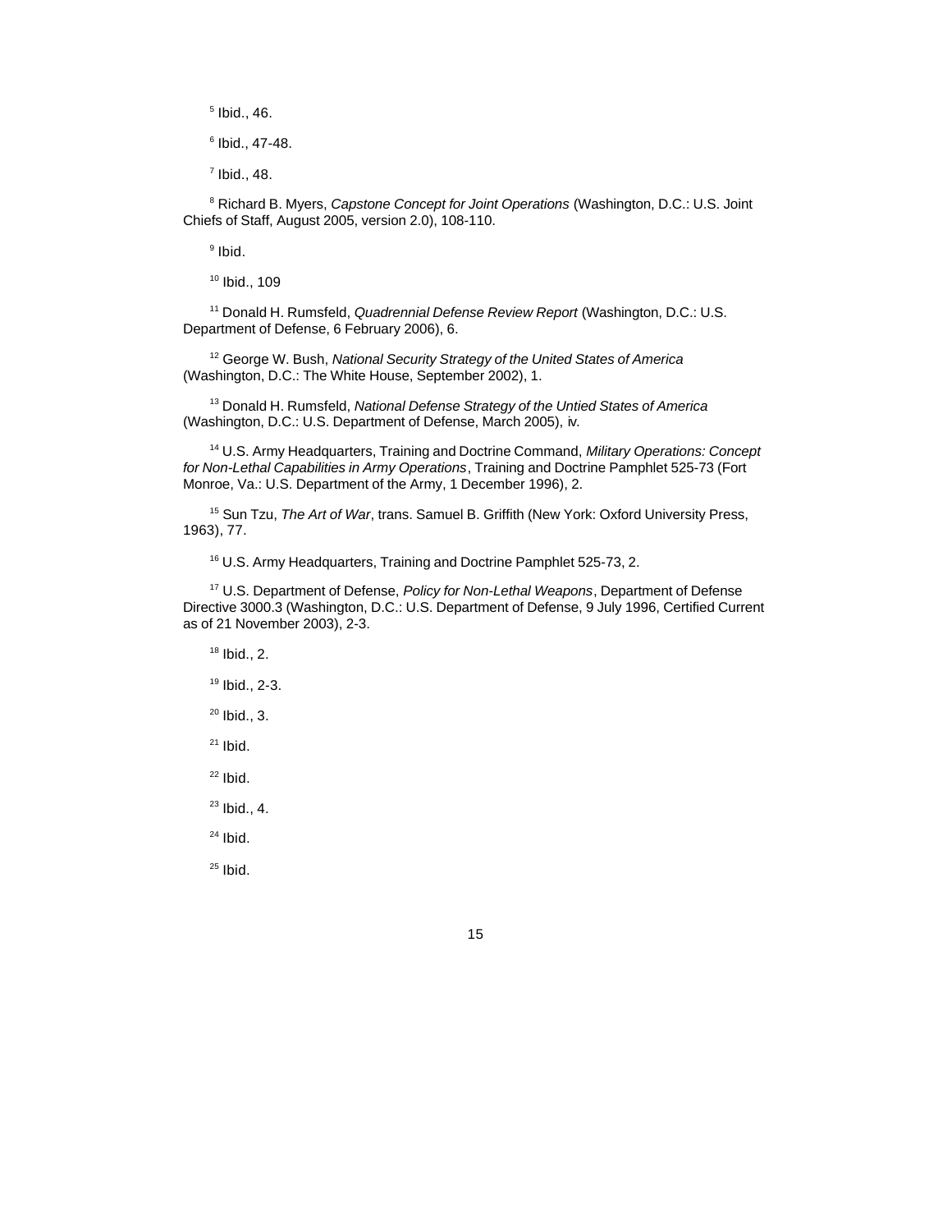[5] Ibid., 46.

[6] Ibid., 47-48.

[7] Ibid., 48.

[8] Richard B. Myers, *Capstone Concept for Joint Operations* (Washington, D.C.: U.S. Joint Chiefs of Staff, August 2005, version 2.0), 108-110.

[9] Ibid.

[10] Ibid., 109

[11] Donald H. Rumsfeld, *Quadrennial Defense Review Report* (Washington, D.C.: U.S. Department of Defense, 6 February 2006), 6.

[12] George W. Bush, *National Security Strategy of the United States of America* (Washington, D.C.: The White House, September 2002), 1.

[13] Donald H. Rumsfeld, *National Defense Strategy of the Untied States of America* (Washington, D.C.: U.S. Department of Defense, March 2005), iv.

[14] U.S. Army Headquarters, Training and Doctrine Command, *Military Operations: Concept for Non-Lethal Capabilities in Army Operations*, Training and Doctrine Pamphlet 525-73 (Fort Monroe, Va.: U.S. Department of the Army, 1 December 1996), 2.

[15] Sun Tzu, *The Art of War*, trans. Samuel B. Griffith (New York: Oxford University Press, 1963), 77.

[16] U.S. Army Headquarters, Training and Doctrine Pamphlet 525-73, 2.

[17] U.S. Department of Defense, *Policy for Non-Lethal Weapons*, Department of Defense Directive 3000.3 (Washington, D.C.: U.S. Department of Defense, 9 July 1996, Certified Current as of 21 November 2003), 2-3.

[18] Ibid., 2.

[19] Ibid., 2-3.

[20] Ibid., 3.

[21] Ibid.

[22] Ibid.

[23] Ibid., 4.

[24] Ibid.

[25] Ibid.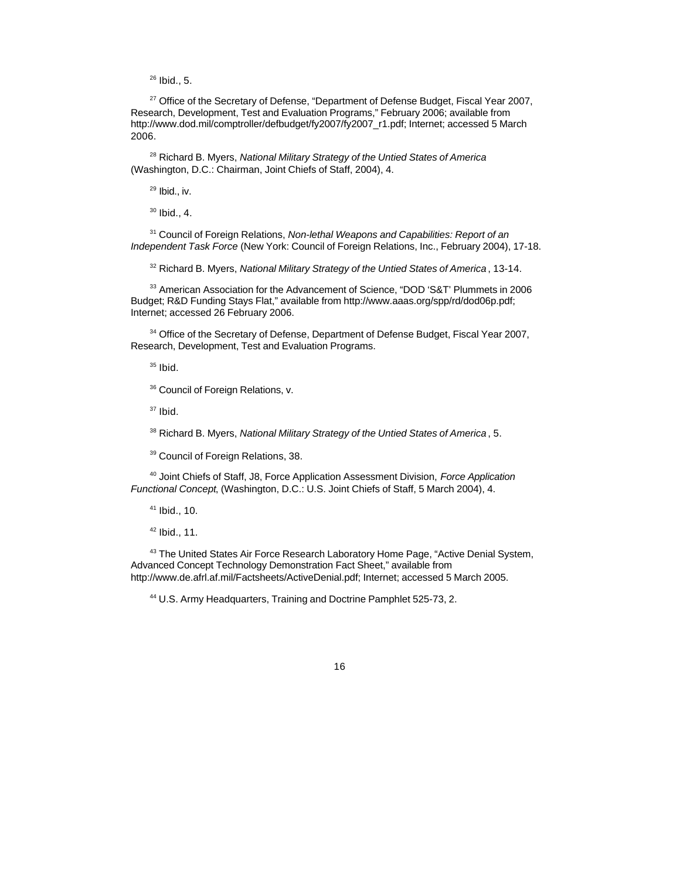[26] Ibid., 5.

[27] Office of the Secretary of Defense, "Department of Defense Budget, Fiscal Year 2007, Research, Development, Test and Evaluation Programs," February 2006; available from http://www.dod.mil/comptroller/defbudget/fy2007/fy2007_r1.pdf; Internet; accessed 5 March 2006.

[28] Richard B. Myers, *National Military Strategy of the Untied States of America* (Washington, D.C.: Chairman, Joint Chiefs of Staff, 2004), 4.

[29] Ibid., iv.

[30] Ibid., 4.

[31] Council of Foreign Relations, *Non-lethal Weapons and Capabilities: Report of an Independent Task Force* (New York: Council of Foreign Relations, Inc., February 2004), 17-18.

[32] Richard B. Myers, *National Military Strategy of the Untied States of America*, 13-14.

[33] American Association for the Advancement of Science, "DOD 'S&T' Plummets in 2006 Budget; R&D Funding Stays Flat," available from http://www.aaas.org/spp/rd/dod06p.pdf; Internet; accessed 26 February 2006.

[34] Office of the Secretary of Defense, Department of Defense Budget, Fiscal Year 2007, Research, Development, Test and Evaluation Programs.

[35] Ibid.

[36] Council of Foreign Relations, v.

[37] Ibid.

[38] Richard B. Myers, *National Military Strategy of the Untied States of America*, 5.

[39] Council of Foreign Relations, 38.

[40] Joint Chiefs of Staff, J8, Force Application Assessment Division, *Force Application Functional Concept*, (Washington, D.C.: U.S. Joint Chiefs of Staff, 5 March 2004), 4.

[41] Ibid., 10.

[42] Ibid., 11.

[43] The United States Air Force Research Laboratory Home Page, "Active Denial System, Advanced Concept Technology Demonstration Fact Sheet," available from http://www.de.afrl.af.mil/Factsheets/ActiveDenial.pdf; Internet; accessed 5 March 2005.

[44] U.S. Army Headquarters, Training and Doctrine Pamphlet 525-73, 2.